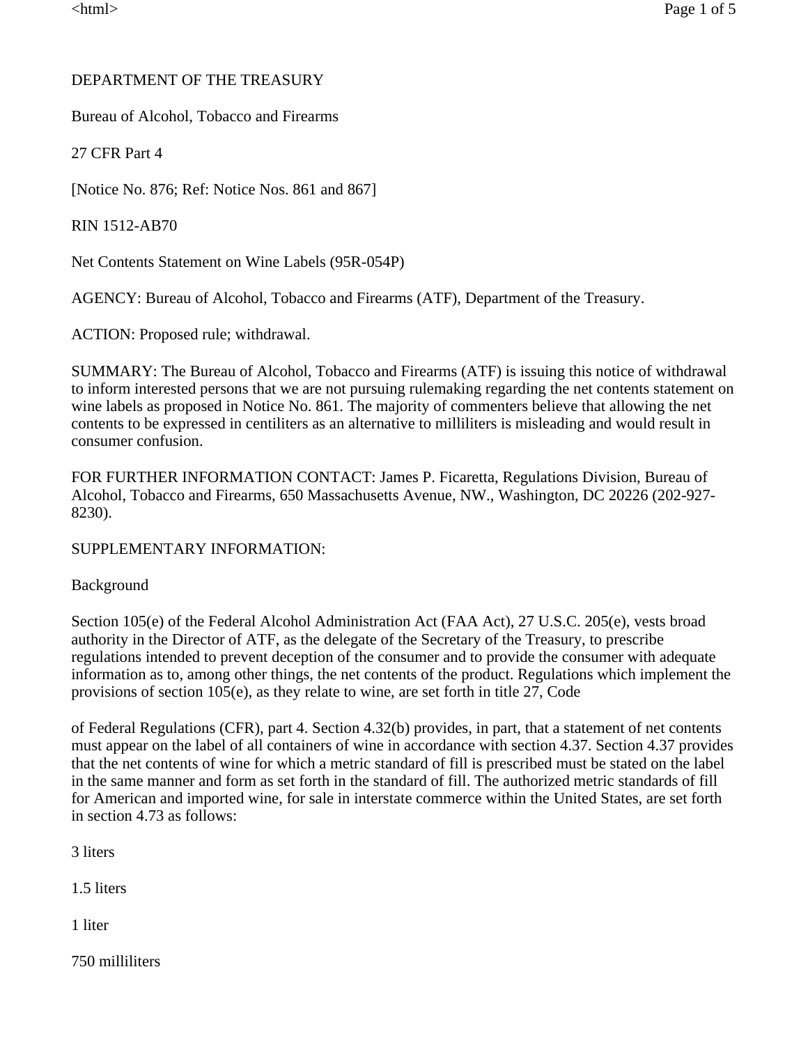DEPARTMENT OF THE TREASURY

Bureau of Alcohol, Tobacco and Firearms

27 CFR Part 4

[Notice No. 876; Ref: Notice Nos. 861 and 867]

RIN 1512-AB70

Net Contents Statement on Wine Labels (95R-054P)

AGENCY: Bureau of Alcohol, Tobacco and Firearms (ATF), Department of the Treasury.

ACTION: Proposed rule; withdrawal.

SUMMARY: The Bureau of Alcohol, Tobacco and Firearms (ATF) is issuing this notice of withdrawal to inform interested persons that we are not pursuing rulemaking regarding the net contents statement on wine labels as proposed in Notice No. 861. The majority of commenters believe that allowing the net contents to be expressed in centiliters as an alternative to milliliters is misleading and would result in consumer confusion.

FOR FURTHER INFORMATION CONTACT: James P. Ficaretta, Regulations Division, Bureau of Alcohol, Tobacco and Firearms, 650 Massachusetts Avenue, NW., Washington, DC 20226 (202-927-8230).

SUPPLEMENTARY INFORMATION:

Background

Section 105(e) of the Federal Alcohol Administration Act (FAA Act), 27 U.S.C. 205(e), vests broad authority in the Director of ATF, as the delegate of the Secretary of the Treasury, to prescribe regulations intended to prevent deception of the consumer and to provide the consumer with adequate information as to, among other things, the net contents of the product. Regulations which implement the provisions of section 105(e), as they relate to wine, are set forth in title 27, Code of Federal Regulations (CFR), part 4. Section 4.32(b) provides, in part, that a statement of net contents must appear on the label of all containers of wine in accordance with section 4.37. Section 4.37 provides that the net contents of wine for which a metric standard of fill is prescribed must be stated on the label in the same manner and form as set forth in the standard of fill. The authorized metric standards of fill for American and imported wine, for sale in interstate commerce within the United States, are set forth in section 4.73 as follows:

3 liters

1.5 liters

1 liter

750 milliliters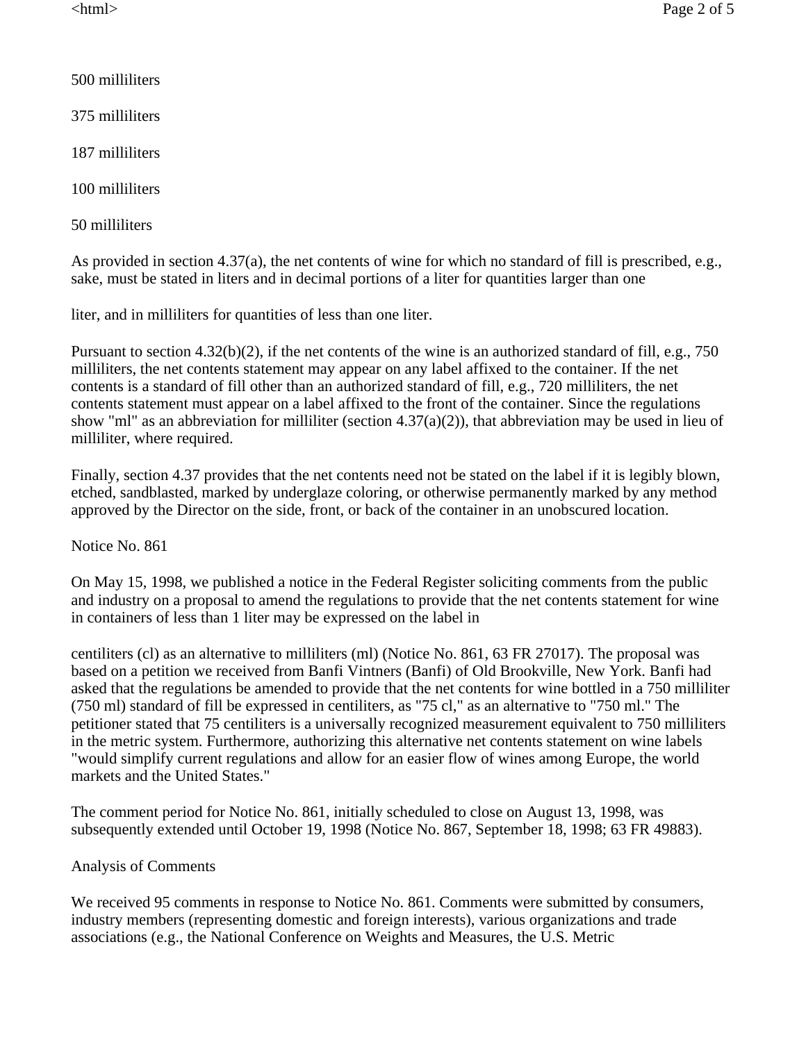500 milliliters

375 milliliters

187 milliliters

100 milliliters

50 milliliters

As provided in section 4.37(a), the net contents of wine for which no standard of fill is prescribed, e.g., sake, must be stated in liters and in decimal portions of a liter for quantities larger than one liter, and in milliliters for quantities of less than one liter.

Pursuant to section 4.32(b)(2), if the net contents of the wine is an authorized standard of fill, e.g., 750 milliliters, the net contents statement may appear on any label affixed to the container. If the net contents is a standard of fill other than an authorized standard of fill, e.g., 720 milliliters, the net contents statement must appear on a label affixed to the front of the container. Since the regulations show "ml" as an abbreviation for milliliter (section 4.37(a)(2)), that abbreviation may be used in lieu of milliliter, where required.

Finally, section 4.37 provides that the net contents need not be stated on the label if it is legibly blown, etched, sandblasted, marked by underglaze coloring, or otherwise permanently marked by any method approved by the Director on the side, front, or back of the container in an unobscured location.

## Notice No. 861

On May 15, 1998, we published a notice in the Federal Register soliciting comments from the public and industry on a proposal to amend the regulations to provide that the net contents statement for wine in containers of less than 1 liter may be expressed on the label in centiliters (cl) as an alternative to milliliters (ml) (Notice No. 861, 63 FR 27017). The proposal was based on a petition we received from Banfi Vintners (Banfi) of Old Brookville, New York. Banfi had asked that the regulations be amended to provide that the net contents for wine bottled in a 750 milliliter (750 ml) standard of fill be expressed in centiliters, as "75 cl," as an alternative to "750 ml." The petitioner stated that 75 centiliters is a universally recognized measurement equivalent to 750 milliliters in the metric system. Furthermore, authorizing this alternative net contents statement on wine labels "would simplify current regulations and allow for an easier flow of wines among Europe, the world markets and the United States."

The comment period for Notice No. 861, initially scheduled to close on August 13, 1998, was subsequently extended until October 19, 1998 (Notice No. 867, September 18, 1998; 63 FR 49883).

## Analysis of Comments

We received 95 comments in response to Notice No. 861. Comments were submitted by consumers, industry members (representing domestic and foreign interests), various organizations and trade associations (e.g., the National Conference on Weights and Measures, the U.S. Metric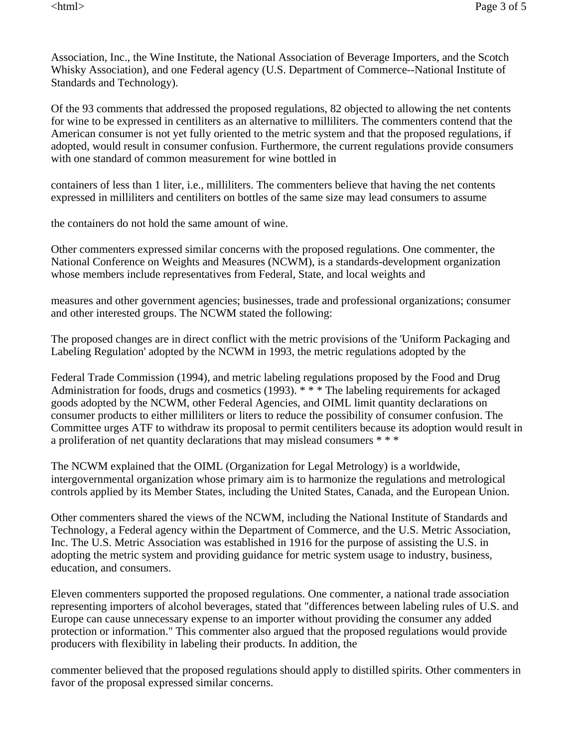Association, Inc., the Wine Institute, the National Association of Beverage Importers, and the Scotch Whisky Association), and one Federal agency (U.S. Department of Commerce--National Institute of Standards and Technology).

Of the 93 comments that addressed the proposed regulations, 82 objected to allowing the net contents for wine to be expressed in centiliters as an alternative to milliliters. The commenters contend that the American consumer is not yet fully oriented to the metric system and that the proposed regulations, if adopted, would result in consumer confusion. Furthermore, the current regulations provide consumers with one standard of common measurement for wine bottled in containers of less than 1 liter, i.e., milliliters. The commenters believe that having the net contents expressed in milliliters and centiliters on bottles of the same size may lead consumers to assume the containers do not hold the same amount of wine.

Other commenters expressed similar concerns with the proposed regulations. One commenter, the National Conference on Weights and Measures (NCWM), is a standards-development organization whose members include representatives from Federal, State, and local weights and measures and other government agencies; businesses, trade and professional organizations; consumer and other interested groups. The NCWM stated the following:

The proposed changes are in direct conflict with the metric provisions of the 'Uniform Packaging and Labeling Regulation' adopted by the NCWM in 1993, the metric regulations adopted by the Federal Trade Commission (1994), and metric labeling regulations proposed by the Food and Drug Administration for foods, drugs and cosmetics (1993). * * * The labeling requirements for ackaged goods adopted by the NCWM, other Federal Agencies, and OIML limit quantity declarations on consumer products to either milliliters or liters to reduce the possibility of consumer confusion. The Committee urges ATF to withdraw its proposal to permit centiliters because its adoption would result in a proliferation of net quantity declarations that may mislead consumers * * *

The NCWM explained that the OIML (Organization for Legal Metrology) is a worldwide, intergovernmental organization whose primary aim is to harmonize the regulations and metrological controls applied by its Member States, including the United States, Canada, and the European Union.

Other commenters shared the views of the NCWM, including the National Institute of Standards and Technology, a Federal agency within the Department of Commerce, and the U.S. Metric Association, Inc. The U.S. Metric Association was established in 1916 for the purpose of assisting the U.S. in adopting the metric system and providing guidance for metric system usage to industry, business, education, and consumers.

Eleven commenters supported the proposed regulations. One commenter, a national trade association representing importers of alcohol beverages, stated that "differences between labeling rules of U.S. and Europe can cause unnecessary expense to an importer without providing the consumer any added protection or information." This commenter also argued that the proposed regulations would provide producers with flexibility in labeling their products. In addition, the commenter believed that the proposed regulations should apply to distilled spirits. Other commenters in favor of the proposal expressed similar concerns.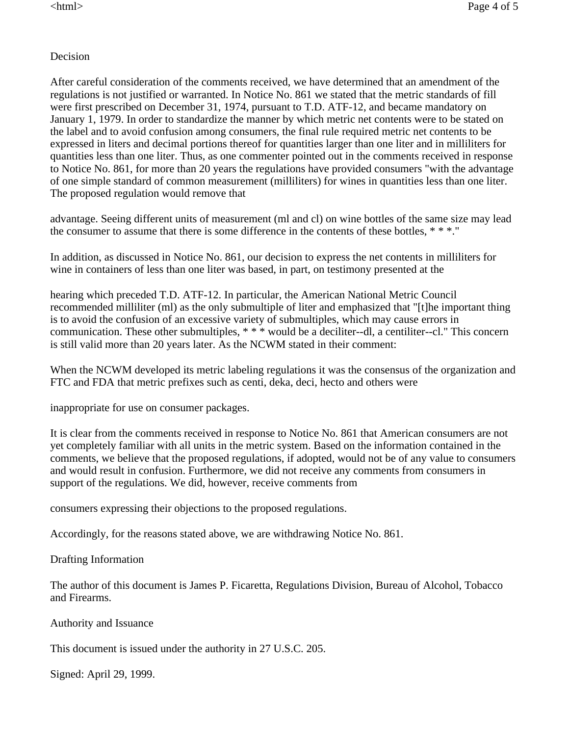## Decision

After careful consideration of the comments received, we have determined that an amendment of the regulations is not justified or warranted. In Notice No. 861 we stated that the metric standards of fill were first prescribed on December 31, 1974, pursuant to T.D. ATF-12, and became mandatory on January 1, 1979. In order to standardize the manner by which metric net contents were to be stated on the label and to avoid confusion among consumers, the final rule required metric net contents to be expressed in liters and decimal portions thereof for quantities larger than one liter and in milliliters for quantities less than one liter. Thus, as one commenter pointed out in the comments received in response to Notice No. 861, for more than 20 years the regulations have provided consumers "with the advantage of one simple standard of common measurement (milliliters) for wines in quantities less than one liter. The proposed regulation would remove that advantage. Seeing different units of measurement (ml and cl) on wine bottles of the same size may lead the consumer to assume that there is some difference in the contents of these bottles, * * *."

In addition, as discussed in Notice No. 861, our decision to express the net contents in milliliters for wine in containers of less than one liter was based, in part, on testimony presented at the hearing which preceded T.D. ATF-12. In particular, the American National Metric Council recommended milliliter (ml) as the only submultiple of liter and emphasized that "[t]he important thing is to avoid the confusion of an excessive variety of submultiples, which may cause errors in communication. These other submultiples, * * * would be a deciliter--dl, a centiliter--cl." This concern is still valid more than 20 years later. As the NCWM stated in their comment:

When the NCWM developed its metric labeling regulations it was the consensus of the organization and FTC and FDA that metric prefixes such as centi, deka, deci, hecto and others were inappropriate for use on consumer packages.

It is clear from the comments received in response to Notice No. 861 that American consumers are not yet completely familiar with all units in the metric system. Based on the information contained in the comments, we believe that the proposed regulations, if adopted, would not be of any value to consumers and would result in confusion. Furthermore, we did not receive any comments from consumers in support of the regulations. We did, however, receive comments from consumers expressing their objections to the proposed regulations.

Accordingly, for the reasons stated above, we are withdrawing Notice No. 861.

## Drafting Information

The author of this document is James P. Ficaretta, Regulations Division, Bureau of Alcohol, Tobacco and Firearms.

## Authority and Issuance

This document is issued under the authority in 27 U.S.C. 205.

Signed: April 29, 1999.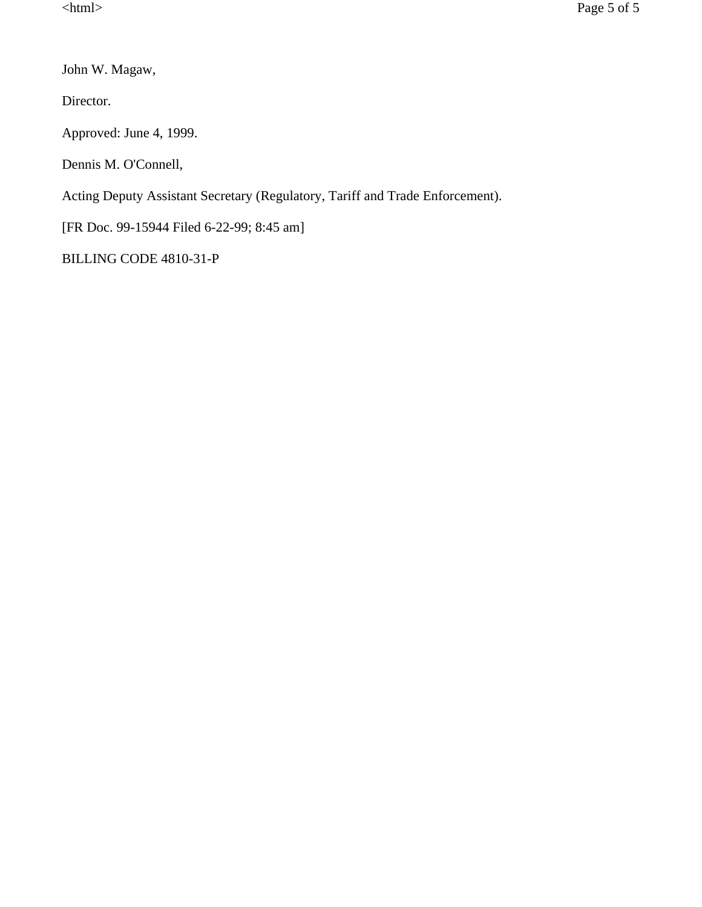John W. Magaw,

Director.

Approved: June 4, 1999.

Dennis M. O'Connell,

Acting Deputy Assistant Secretary (Regulatory, Tariff and Trade Enforcement).

[FR Doc. 99-15944 Filed 6-22-99; 8:45 am]

BILLING CODE 4810-31-P